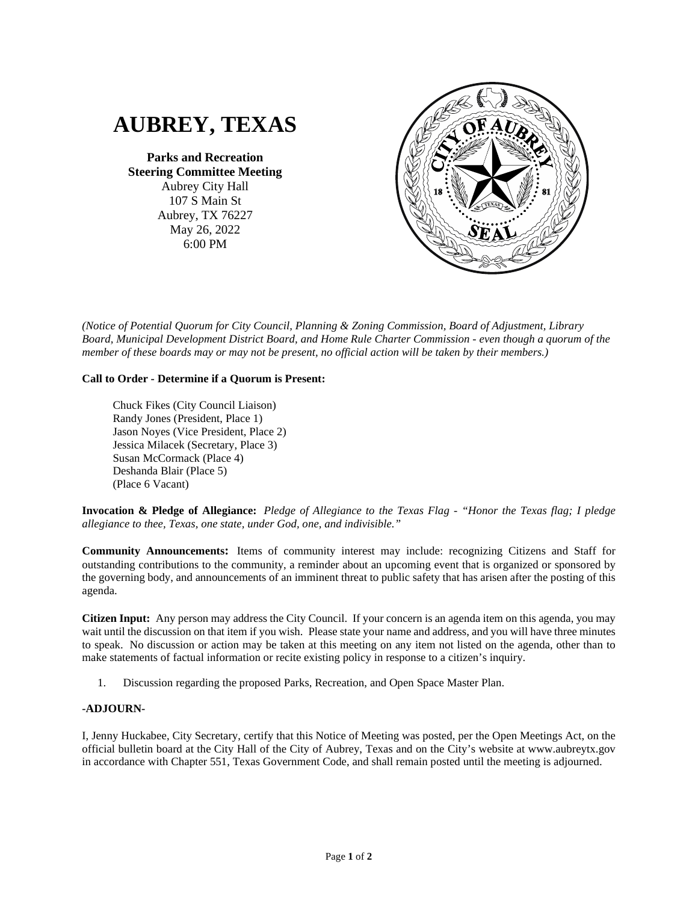# AUBREY, TEXAS

**Parks and Recreation**
**Steering Committee Meeting**
Aubrey City Hall
107 S Main St
Aubrey, TX 76227
May 26, 2022
6:00 PM

*(Notice of Potential Quorum for City Council, Planning & Zoning Commission, Board of Adjustment, Library Board, Municipal Development District Board, and Home Rule Charter Commission - even though a quorum of the member of these boards may or may not be present, no official action will be taken by their members.)*

**Call to Order - Determine if a Quorum is Present:**

Chuck Fikes (City Council Liaison)
Randy Jones (President, Place 1)
Jason Noyes (Vice President, Place 2)
Jessica Milacek (Secretary, Place 3)
Susan McCormack (Place 4)
Deshanda Blair (Place 5)
(Place 6 Vacant)

**Invocation & Pledge of Allegiance:** *Pledge of Allegiance to the Texas Flag - "Honor the Texas flag; I pledge allegiance to thee, Texas, one state, under God, one, and indivisible."*

**Community Announcements:** Items of community interest may include: recognizing Citizens and Staff for outstanding contributions to the community, a reminder about an upcoming event that is organized or sponsored by the governing body, and announcements of an imminent threat to public safety that has arisen after the posting of this agenda.

**Citizen Input:** Any person may address the City Council. If your concern is an agenda item on this agenda, you may wait until the discussion on that item if you wish. Please state your name and address, and you will have three minutes to speak. No discussion or action may be taken at this meeting on any item not listed on the agenda, other than to make statements of factual information or recite existing policy in response to a citizen's inquiry.

1. Discussion regarding the proposed Parks, Recreation, and Open Space Master Plan.

**-ADJOURN-**

I, Jenny Huckabee, City Secretary, certify that this Notice of Meeting was posted, per the Open Meetings Act, on the official bulletin board at the City Hall of the City of Aubrey, Texas and on the City's website at www.aubreytx.gov in accordance with Chapter 551, Texas Government Code, and shall remain posted until the meeting is adjourned.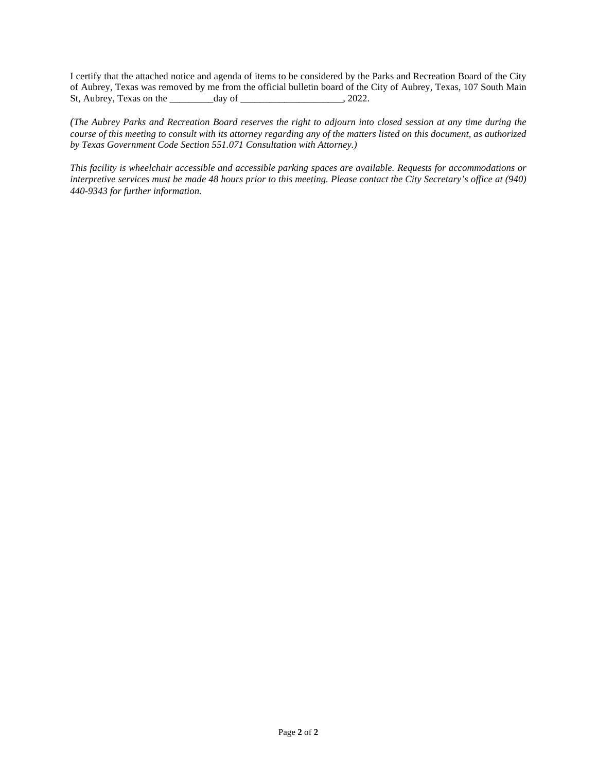I certify that the attached notice and agenda of items to be considered by the Parks and Recreation Board of the City of Aubrey, Texas was removed by me from the official bulletin board of the City of Aubrey, Texas, 107 South Main St, Aubrey, Texas on the _________day of _____________________, 2022.

*(The Aubrey Parks and Recreation Board reserves the right to adjourn into closed session at any time during the course of this meeting to consult with its attorney regarding any of the matters listed on this document, as authorized by Texas Government Code Section 551.071 Consultation with Attorney.)*

*This facility is wheelchair accessible and accessible parking spaces are available. Requests for accommodations or interpretive services must be made 48 hours prior to this meeting. Please contact the City Secretary's office at (940) 440-9343 for further information.*